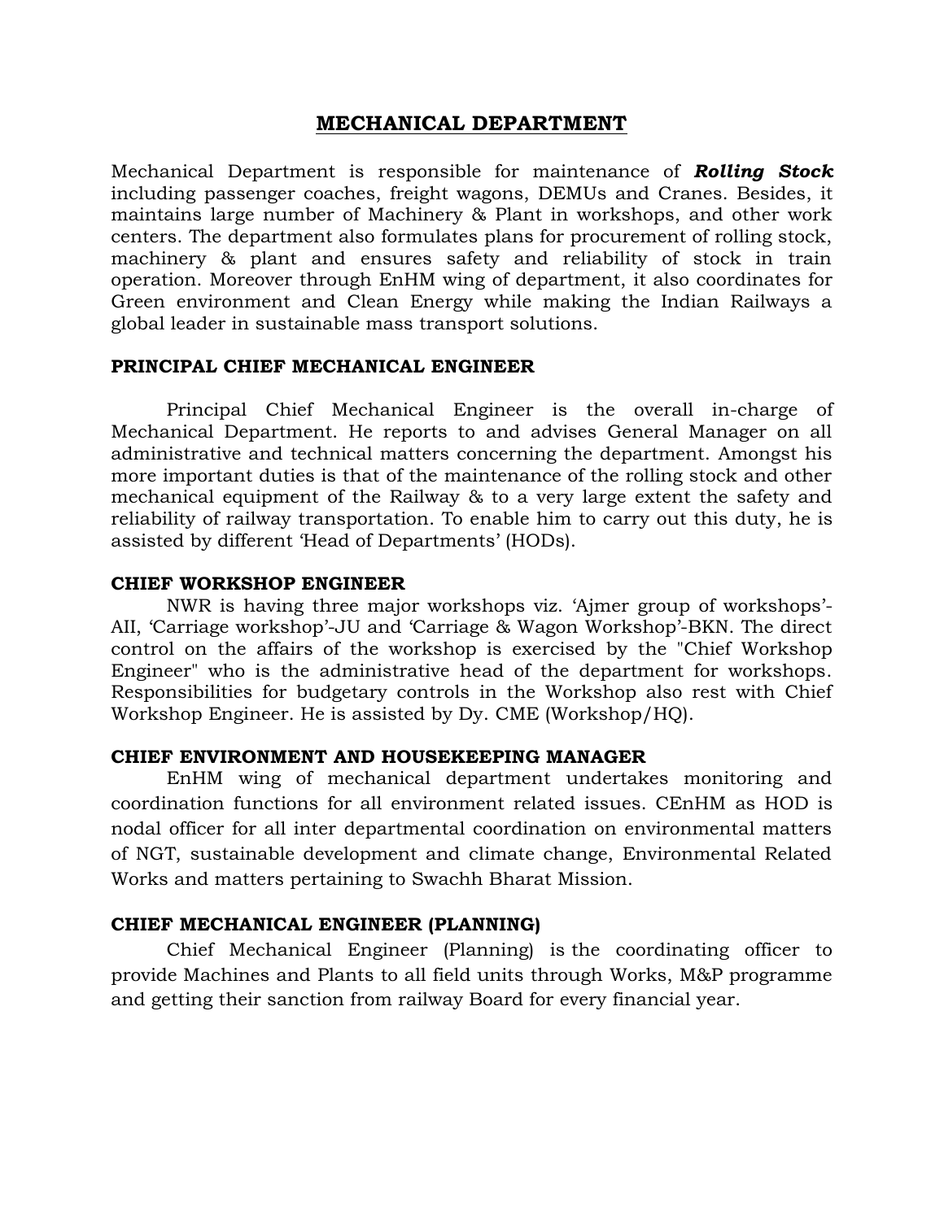# MECHANICAL DEPARTMENT

Mechanical Department is responsible for maintenance of ***Rolling Stock*** including passenger coaches, freight wagons, DEMUs and Cranes. Besides, it maintains large number of Machinery & Plant in workshops, and other work centers. The department also formulates plans for procurement of rolling stock, machinery & plant and ensures safety and reliability of stock in train operation. Moreover through EnHM wing of department, it also coordinates for Green environment and Clean Energy while making the Indian Railways a global leader in sustainable mass transport solutions.

## PRINCIPAL CHIEF MECHANICAL ENGINEER

Principal Chief Mechanical Engineer is the overall in-charge of Mechanical Department. He reports to and advises General Manager on all administrative and technical matters concerning the department. Amongst his more important duties is that of the maintenance of the rolling stock and other mechanical equipment of the Railway & to a very large extent the safety and reliability of railway transportation. To enable him to carry out this duty, he is assisted by different 'Head of Departments' (HODs).

## CHIEF WORKSHOP ENGINEER

NWR is having three major workshops viz. 'Ajmer group of workshops'-AII, 'Carriage workshop'-JU and 'Carriage & Wagon Workshop'-BKN. The direct control on the affairs of the workshop is exercised by the "Chief Workshop Engineer" who is the administrative head of the department for workshops. Responsibilities for budgetary controls in the Workshop also rest with Chief Workshop Engineer. He is assisted by Dy. CME (Workshop/HQ).

## CHIEF ENVIRONMENT AND HOUSEKEEPING MANAGER

EnHM wing of mechanical department undertakes monitoring and coordination functions for all environment related issues. CEnHM as HOD is nodal officer for all inter departmental coordination on environmental matters of NGT, sustainable development and climate change, Environmental Related Works and matters pertaining to Swachh Bharat Mission.

## CHIEF MECHANICAL ENGINEER (PLANNING)

Chief Mechanical Engineer (Planning) is the coordinating officer to provide Machines and Plants to all field units through Works, M&P programme and getting their sanction from railway Board for every financial year.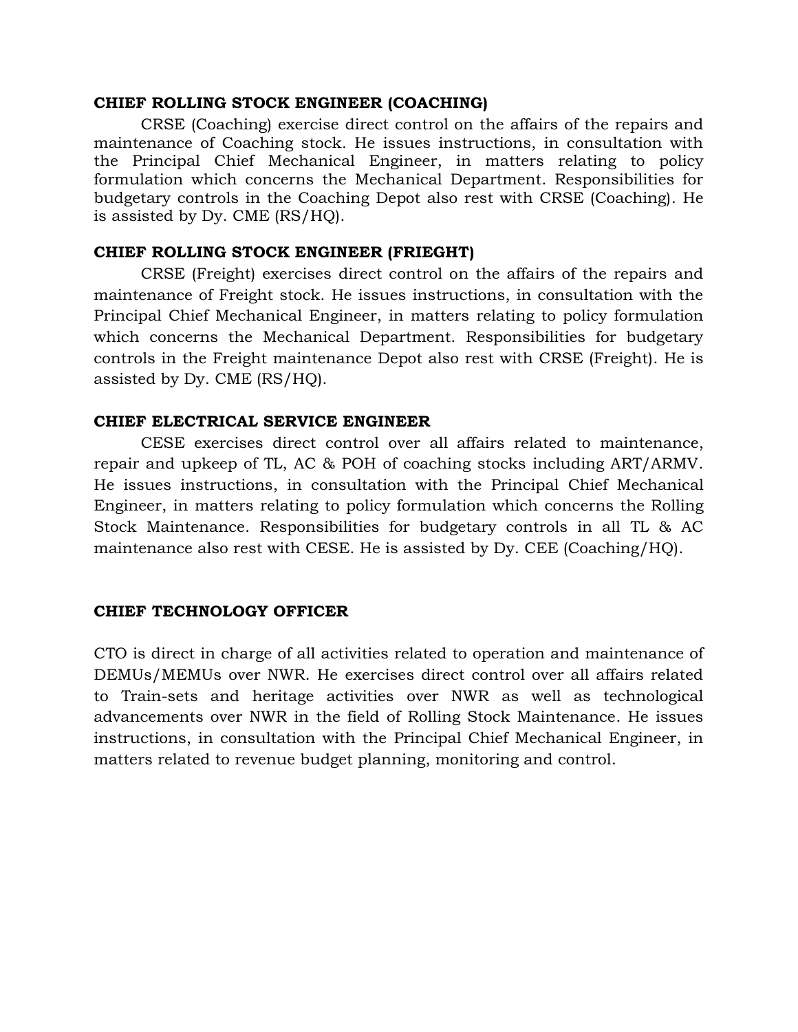**CHIEF ROLLING STOCK ENGINEER (COACHING)**

CRSE (Coaching) exercise direct control on the affairs of the repairs and maintenance of Coaching stock. He issues instructions, in consultation with the Principal Chief Mechanical Engineer, in matters relating to policy formulation which concerns the Mechanical Department. Responsibilities for budgetary controls in the Coaching Depot also rest with CRSE (Coaching). He is assisted by Dy. CME (RS/HQ).

**CHIEF ROLLING STOCK ENGINEER (FRIEGHT)**

CRSE (Freight) exercises direct control on the affairs of the repairs and maintenance of Freight stock. He issues instructions, in consultation with the Principal Chief Mechanical Engineer, in matters relating to policy formulation which concerns the Mechanical Department. Responsibilities for budgetary controls in the Freight maintenance Depot also rest with CRSE (Freight). He is assisted by Dy. CME (RS/HQ).

**CHIEF ELECTRICAL SERVICE ENGINEER**

CESE exercises direct control over all affairs related to maintenance, repair and upkeep of TL, AC & POH of coaching stocks including ART/ARMV. He issues instructions, in consultation with the Principal Chief Mechanical Engineer, in matters relating to policy formulation which concerns the Rolling Stock Maintenance. Responsibilities for budgetary controls in all TL & AC maintenance also rest with CESE. He is assisted by Dy. CEE (Coaching/HQ).

**CHIEF TECHNOLOGY OFFICER**

CTO is direct in charge of all activities related to operation and maintenance of DEMUs/MEMUs over NWR. He exercises direct control over all affairs related to Train-sets and heritage activities over NWR as well as technological advancements over NWR in the field of Rolling Stock Maintenance. He issues instructions, in consultation with the Principal Chief Mechanical Engineer, in matters related to revenue budget planning, monitoring and control.